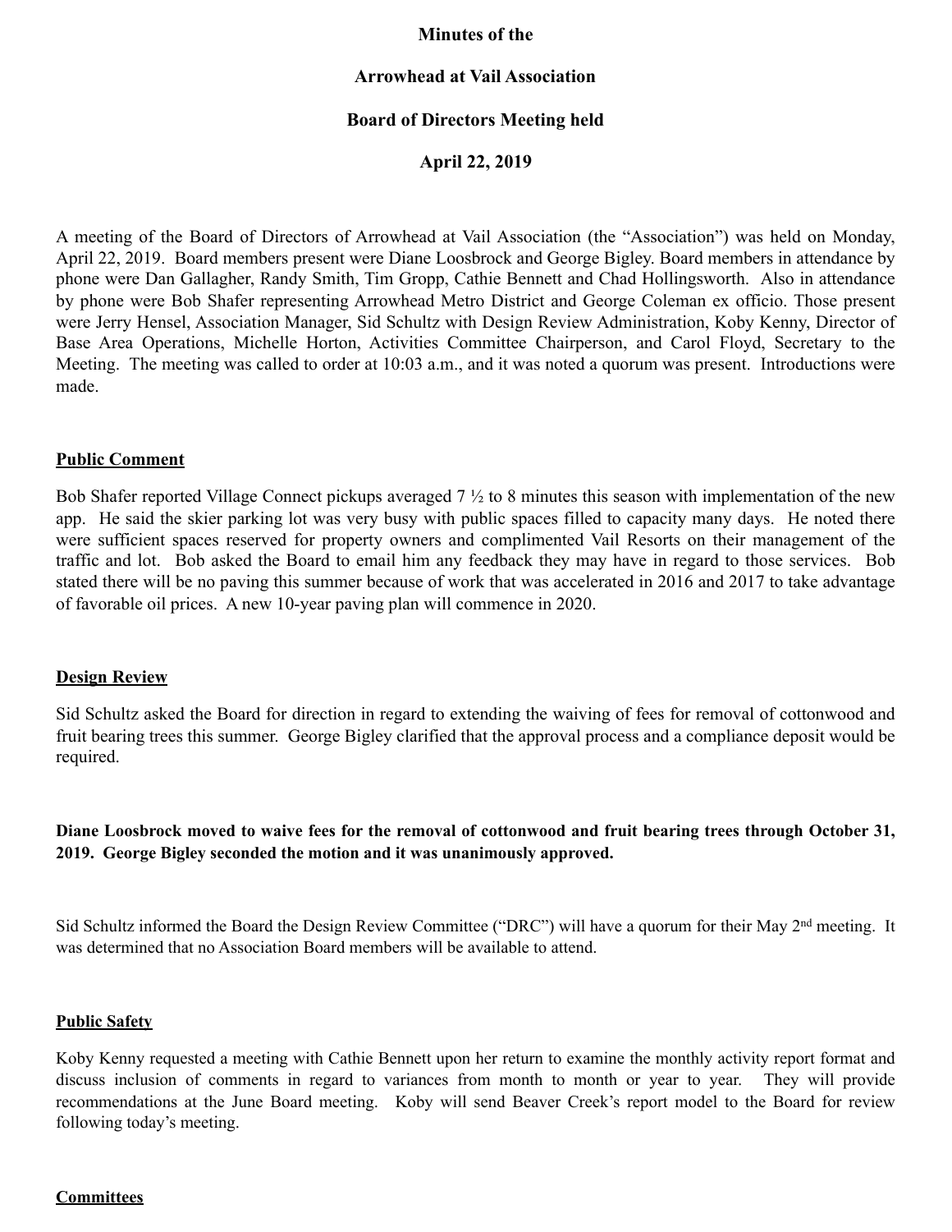**Minutes of the**

**Arrowhead at Vail Association**

**Board of Directors Meeting held**

**April 22, 2019**

A meeting of the Board of Directors of Arrowhead at Vail Association (the "Association") was held on Monday, April 22, 2019. Board members present were Diane Loosbrock and George Bigley. Board members in attendance by phone were Dan Gallagher, Randy Smith, Tim Gropp, Cathie Bennett and Chad Hollingsworth. Also in attendance by phone were Bob Shafer representing Arrowhead Metro District and George Coleman ex officio. Those present were Jerry Hensel, Association Manager, Sid Schultz with Design Review Administration, Koby Kenny, Director of Base Area Operations, Michelle Horton, Activities Committee Chairperson, and Carol Floyd, Secretary to the Meeting. The meeting was called to order at 10:03 a.m., and it was noted a quorum was present. Introductions were made.

## Public Comment

Bob Shafer reported Village Connect pickups averaged 7 ½ to 8 minutes this season with implementation of the new app. He said the skier parking lot was very busy with public spaces filled to capacity many days. He noted there were sufficient spaces reserved for property owners and complimented Vail Resorts on their management of the traffic and lot. Bob asked the Board to email him any feedback they may have in regard to those services. Bob stated there will be no paving this summer because of work that was accelerated in 2016 and 2017 to take advantage of favorable oil prices. A new 10-year paving plan will commence in 2020.

## Design Review

Sid Schultz asked the Board for direction in regard to extending the waiving of fees for removal of cottonwood and fruit bearing trees this summer. George Bigley clarified that the approval process and a compliance deposit would be required.

**Diane Loosbrock moved to waive fees for the removal of cottonwood and fruit bearing trees through October 31, 2019. George Bigley seconded the motion and it was unanimously approved.**

Sid Schultz informed the Board the Design Review Committee ("DRC") will have a quorum for their May 2nd meeting. It was determined that no Association Board members will be available to attend.

## Public Safety

Koby Kenny requested a meeting with Cathie Bennett upon her return to examine the monthly activity report format and discuss inclusion of comments in regard to variances from month to month or year to year. They will provide recommendations at the June Board meeting. Koby will send Beaver Creek's report model to the Board for review following today's meeting.

## Committees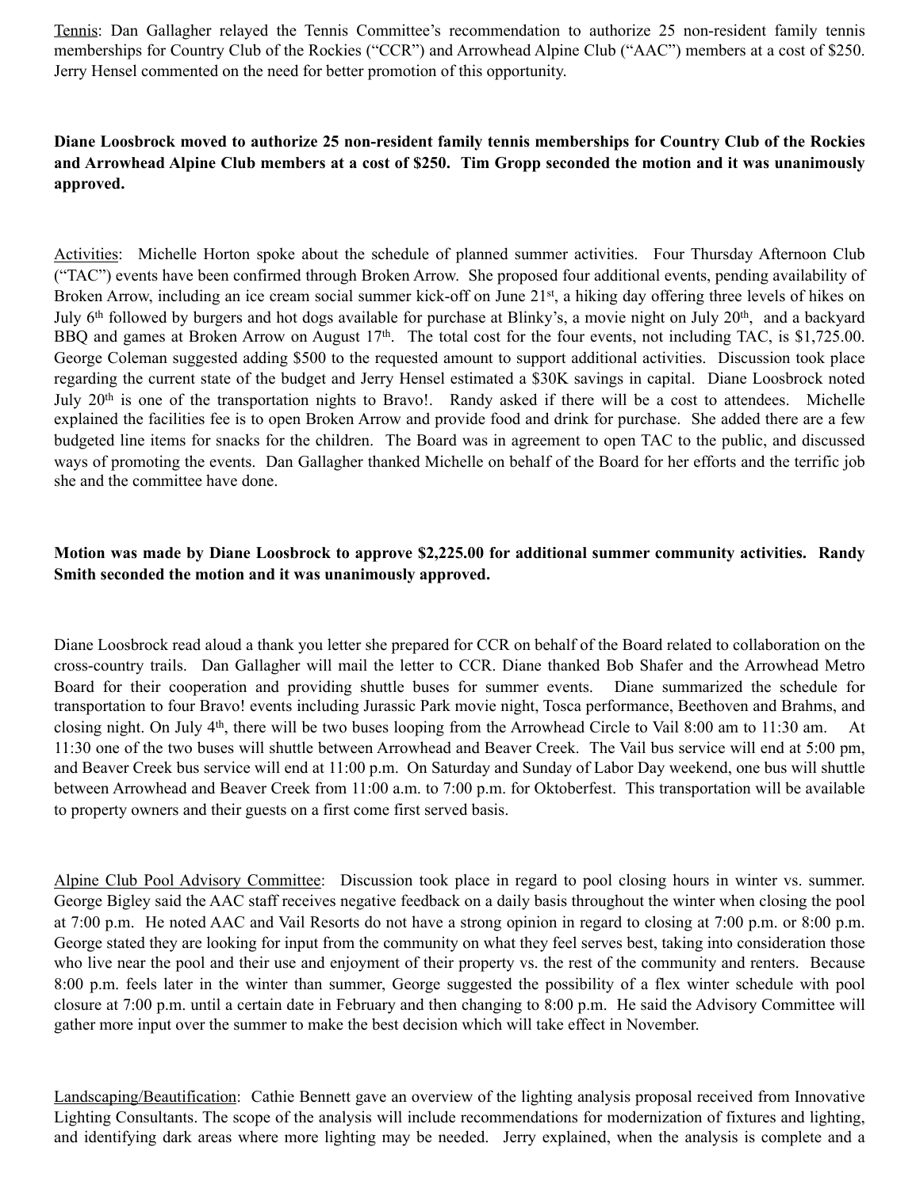<u>Tennis</u>: Dan Gallagher relayed the Tennis Committee's recommendation to authorize 25 non-resident family tennis memberships for Country Club of the Rockies ("CCR") and Arrowhead Alpine Club ("AAC") members at a cost of $250. Jerry Hensel commented on the need for better promotion of this opportunity.

**Diane Loosbrock moved to authorize 25 non-resident family tennis memberships for Country Club of the Rockies and Arrowhead Alpine Club members at a cost of $250. Tim Gropp seconded the motion and it was unanimously approved.**

<u>Activities</u>: Michelle Horton spoke about the schedule of planned summer activities. Four Thursday Afternoon Club ("TAC") events have been confirmed through Broken Arrow. She proposed four additional events, pending availability of Broken Arrow, including an ice cream social summer kick-off on June 21st, a hiking day offering three levels of hikes on July 6th followed by burgers and hot dogs available for purchase at Blinky's, a movie night on July 20th, and a backyard BBQ and games at Broken Arrow on August 17th. The total cost for the four events, not including TAC, is $1,725.00. George Coleman suggested adding $500 to the requested amount to support additional activities. Discussion took place regarding the current state of the budget and Jerry Hensel estimated a $30K savings in capital. Diane Loosbrock noted July 20th is one of the transportation nights to Bravo!. Randy asked if there will be a cost to attendees. Michelle explained the facilities fee is to open Broken Arrow and provide food and drink for purchase. She added there are a few budgeted line items for snacks for the children. The Board was in agreement to open TAC to the public, and discussed ways of promoting the events. Dan Gallagher thanked Michelle on behalf of the Board for her efforts and the terrific job she and the committee have done.

**Motion was made by Diane Loosbrock to approve $2,225.00 for additional summer community activities. Randy Smith seconded the motion and it was unanimously approved.**

Diane Loosbrock read aloud a thank you letter she prepared for CCR on behalf of the Board related to collaboration on the cross-country trails. Dan Gallagher will mail the letter to CCR. Diane thanked Bob Shafer and the Arrowhead Metro Board for their cooperation and providing shuttle buses for summer events. Diane summarized the schedule for transportation to four Bravo! events including Jurassic Park movie night, Tosca performance, Beethoven and Brahms, and closing night. On July 4th, there will be two buses looping from the Arrowhead Circle to Vail 8:00 am to 11:30 am. At 11:30 one of the two buses will shuttle between Arrowhead and Beaver Creek. The Vail bus service will end at 5:00 pm, and Beaver Creek bus service will end at 11:00 p.m. On Saturday and Sunday of Labor Day weekend, one bus will shuttle between Arrowhead and Beaver Creek from 11:00 a.m. to 7:00 p.m. for Oktoberfest. This transportation will be available to property owners and their guests on a first come first served basis.

<u>Alpine Club Pool Advisory Committee</u>: Discussion took place in regard to pool closing hours in winter vs. summer. George Bigley said the AAC staff receives negative feedback on a daily basis throughout the winter when closing the pool at 7:00 p.m. He noted AAC and Vail Resorts do not have a strong opinion in regard to closing at 7:00 p.m. or 8:00 p.m. George stated they are looking for input from the community on what they feel serves best, taking into consideration those who live near the pool and their use and enjoyment of their property vs. the rest of the community and renters. Because 8:00 p.m. feels later in the winter than summer, George suggested the possibility of a flex winter schedule with pool closure at 7:00 p.m. until a certain date in February and then changing to 8:00 p.m. He said the Advisory Committee will gather more input over the summer to make the best decision which will take effect in November.

<u>Landscaping/Beautification</u>: Cathie Bennett gave an overview of the lighting analysis proposal received from Innovative Lighting Consultants. The scope of the analysis will include recommendations for modernization of fixtures and lighting, and identifying dark areas where more lighting may be needed. Jerry explained, when the analysis is complete and a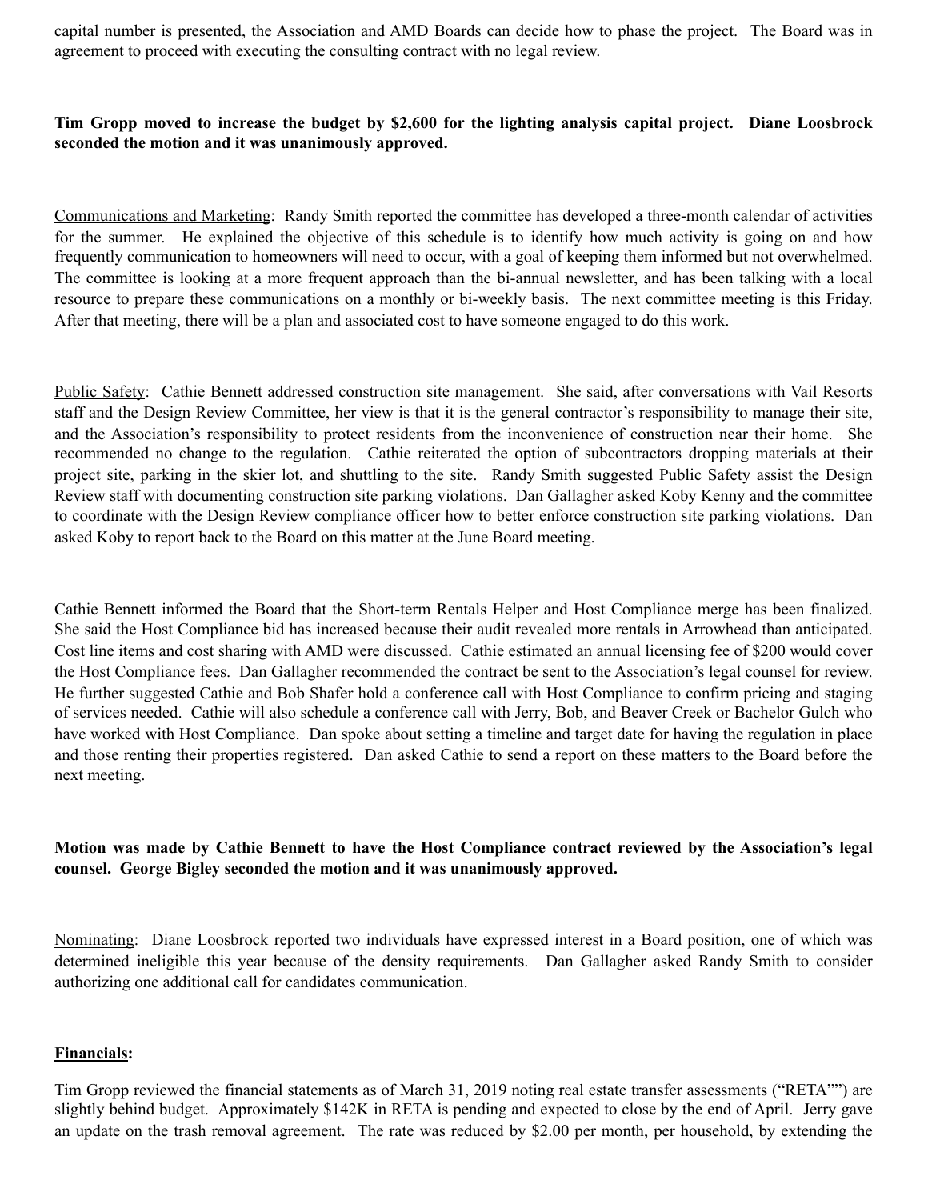capital number is presented, the Association and AMD Boards can decide how to phase the project. The Board was in agreement to proceed with executing the consulting contract with no legal review.

**Tim Gropp moved to increase the budget by $2,600 for the lighting analysis capital project. Diane Loosbrock seconded the motion and it was unanimously approved.**

<u>Communications and Marketing</u>: Randy Smith reported the committee has developed a three-month calendar of activities for the summer. He explained the objective of this schedule is to identify how much activity is going on and how frequently communication to homeowners will need to occur, with a goal of keeping them informed but not overwhelmed. The committee is looking at a more frequent approach than the bi-annual newsletter, and has been talking with a local resource to prepare these communications on a monthly or bi-weekly basis. The next committee meeting is this Friday. After that meeting, there will be a plan and associated cost to have someone engaged to do this work.

<u>Public Safety</u>: Cathie Bennett addressed construction site management. She said, after conversations with Vail Resorts staff and the Design Review Committee, her view is that it is the general contractor's responsibility to manage their site, and the Association's responsibility to protect residents from the inconvenience of construction near their home. She recommended no change to the regulation. Cathie reiterated the option of subcontractors dropping materials at their project site, parking in the skier lot, and shuttling to the site. Randy Smith suggested Public Safety assist the Design Review staff with documenting construction site parking violations. Dan Gallagher asked Koby Kenny and the committee to coordinate with the Design Review compliance officer how to better enforce construction site parking violations. Dan asked Koby to report back to the Board on this matter at the June Board meeting.

Cathie Bennett informed the Board that the Short-term Rentals Helper and Host Compliance merge has been finalized. She said the Host Compliance bid has increased because their audit revealed more rentals in Arrowhead than anticipated. Cost line items and cost sharing with AMD were discussed. Cathie estimated an annual licensing fee of $200 would cover the Host Compliance fees. Dan Gallagher recommended the contract be sent to the Association's legal counsel for review. He further suggested Cathie and Bob Shafer hold a conference call with Host Compliance to confirm pricing and staging of services needed. Cathie will also schedule a conference call with Jerry, Bob, and Beaver Creek or Bachelor Gulch who have worked with Host Compliance. Dan spoke about setting a timeline and target date for having the regulation in place and those renting their properties registered. Dan asked Cathie to send a report on these matters to the Board before the next meeting.

**Motion was made by Cathie Bennett to have the Host Compliance contract reviewed by the Association's legal counsel. George Bigley seconded the motion and it was unanimously approved.**

<u>Nominating</u>: Diane Loosbrock reported two individuals have expressed interest in a Board position, one of which was determined ineligible this year because of the density requirements. Dan Gallagher asked Randy Smith to consider authorizing one additional call for candidates communication.

**<u>Financials</u>:**

Tim Gropp reviewed the financial statements as of March 31, 2019 noting real estate transfer assessments ("RETA"") are slightly behind budget. Approximately $142K in RETA is pending and expected to close by the end of April. Jerry gave an update on the trash removal agreement. The rate was reduced by $2.00 per month, per household, by extending the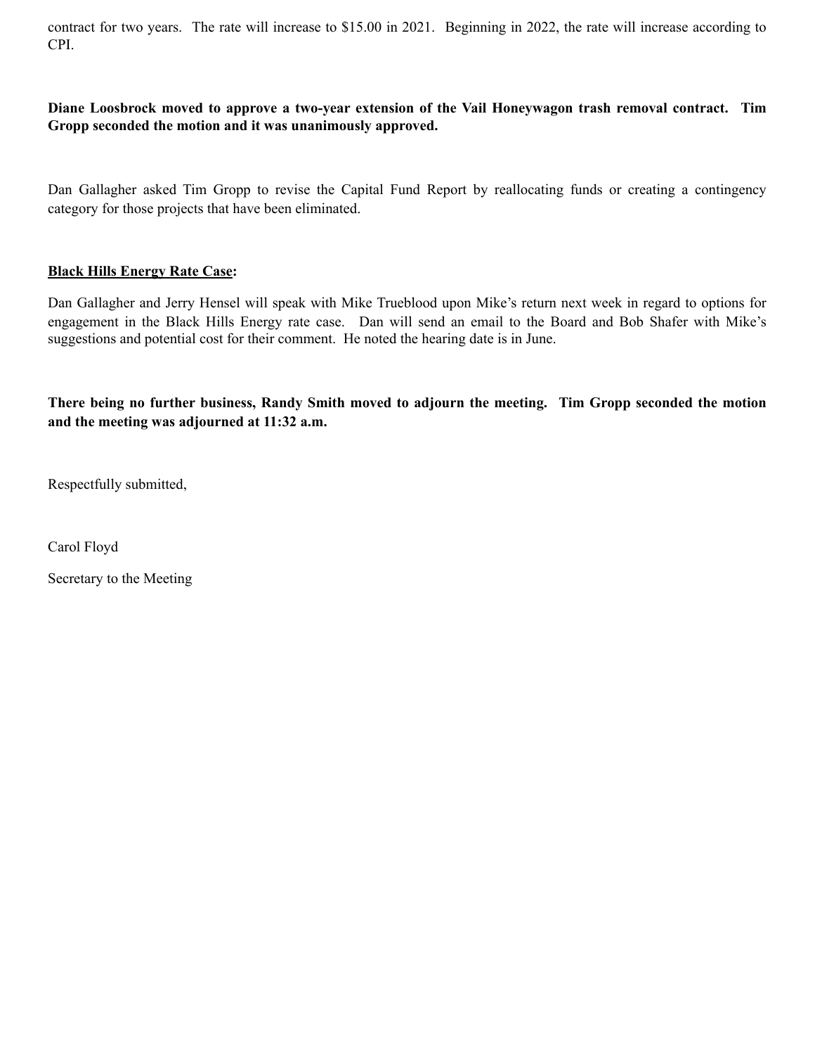contract for two years. The rate will increase to $15.00 in 2021. Beginning in 2022, the rate will increase according to CPI.

**Diane Loosbrock moved to approve a two-year extension of the Vail Honeywagon trash removal contract. Tim Gropp seconded the motion and it was unanimously approved.**

Dan Gallagher asked Tim Gropp to revise the Capital Fund Report by reallocating funds or creating a contingency category for those projects that have been eliminated.

**<u>Black Hills Energy Rate Case</u>:**

Dan Gallagher and Jerry Hensel will speak with Mike Trueblood upon Mike's return next week in regard to options for engagement in the Black Hills Energy rate case. Dan will send an email to the Board and Bob Shafer with Mike's suggestions and potential cost for their comment. He noted the hearing date is in June.

**There being no further business, Randy Smith moved to adjourn the meeting. Tim Gropp seconded the motion and the meeting was adjourned at 11:32 a.m.**

Respectfully submitted,

Carol Floyd

Secretary to the Meeting